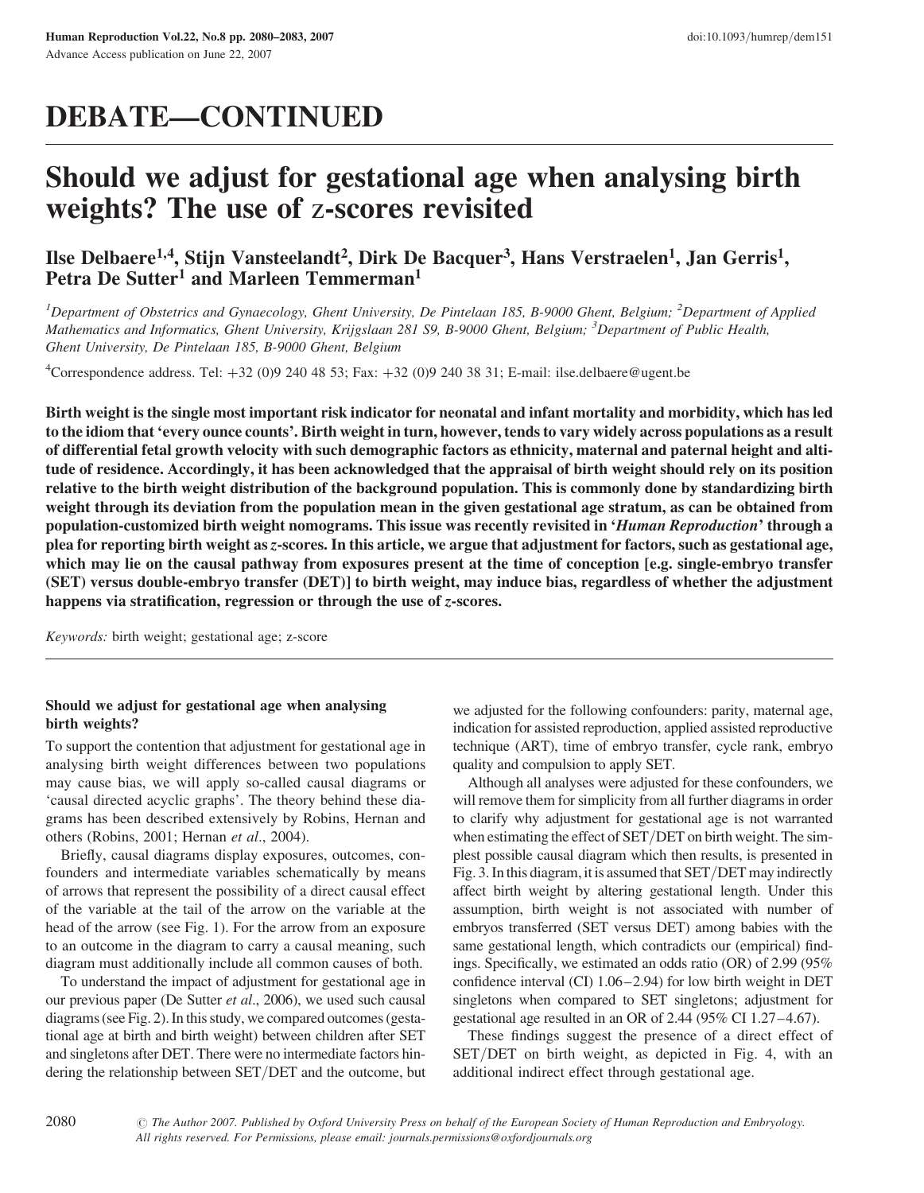# DEBATE—CONTINUED

## Should we adjust for gestational age when analysing birth weights? The use of z-scores revisited

**Ilse Delbaere[1,4], Stijn Vansteelandt[2], Dirk De Bacquer[3], Hans Verstraelen[1], Jan Gerris[1], Petra De Sutter[1] and Marleen Temmerman[1]**

[1]Department of Obstetrics and Gynaecology, Ghent University, De Pintelaan 185, B-9000 Ghent, Belgium; [2]Department of Applied Mathematics and Informatics, Ghent University, Krijgslaan 281 S9, B-9000 Ghent, Belgium; [3]Department of Public Health, Ghent University, De Pintelaan 185, B-9000 Ghent, Belgium

[4]Correspondence address. Tel: +32 (0)9 240 48 53; Fax: +32 (0)9 240 38 31; E-mail: ilse.delbaere@ugent.be

**Birth weight is the single most important risk indicator for neonatal and infant mortality and morbidity, which has led to the idiom that 'every ounce counts'. Birth weight in turn, however, tends to vary widely across populations as a result of differential fetal growth velocity with such demographic factors as ethnicity, maternal and paternal height and altitude of residence. Accordingly, it has been acknowledged that the appraisal of birth weight should rely on its position relative to the birth weight distribution of the background population. This is commonly done by standardizing birth weight through its deviation from the population mean in the given gestational age stratum, as can be obtained from population-customized birth weight nomograms. This issue was recently revisited in '*Human Reproduction*' through a plea for reporting birth weight as *z*-scores. In this article, we argue that adjustment for factors, such as gestational age, which may lie on the causal pathway from exposures present at the time of conception [e.g. single-embryo transfer (SET) versus double-embryo transfer (DET)] to birth weight, may induce bias, regardless of whether the adjustment happens via stratification, regression or through the use of *z*-scores.**

*Keywords:* birth weight; gestational age; z-score

### Should we adjust for gestational age when analysing birth weights?

To support the contention that adjustment for gestational age in analysing birth weight differences between two populations may cause bias, we will apply so-called causal diagrams or 'causal directed acyclic graphs'. The theory behind these diagrams has been described extensively by Robins, Hernan and others (Robins, 2001; Hernan *et al*., 2004).

Briefly, causal diagrams display exposures, outcomes, confounders and intermediate variables schematically by means of arrows that represent the possibility of a direct causal effect of the variable at the tail of the arrow on the variable at the head of the arrow (see Fig. 1). For the arrow from an exposure to an outcome in the diagram to carry a causal meaning, such diagram must additionally include all common causes of both.

To understand the impact of adjustment for gestational age in our previous paper (De Sutter *et al*., 2006), we used such causal diagrams (see Fig. 2). In this study, we compared outcomes (gestational age at birth and birth weight) between children after SET and singletons after DET. There were no intermediate factors hindering the relationship between SET/DET and the outcome, but we adjusted for the following confounders: parity, maternal age, indication for assisted reproduction, applied assisted reproductive technique (ART), time of embryo transfer, cycle rank, embryo quality and compulsion to apply SET.

Although all analyses were adjusted for these confounders, we will remove them for simplicity from all further diagrams in order to clarify why adjustment for gestational age is not warranted when estimating the effect of SET/DET on birth weight. The simplest possible causal diagram which then results, is presented in Fig. 3. In this diagram, it is assumed that SET/DET may indirectly affect birth weight by altering gestational length. Under this assumption, birth weight is not associated with number of embryos transferred (SET versus DET) among babies with the same gestational length, which contradicts our (empirical) findings. Specifically, we estimated an odds ratio (OR) of 2.99 (95% confidence interval (CI) 1.06–2.94) for low birth weight in DET singletons when compared to SET singletons; adjustment for gestational age resulted in an OR of 2.44 (95% CI 1.27–4.67).

These findings suggest the presence of a direct effect of SET/DET on birth weight, as depicted in Fig. 4, with an additional indirect effect through gestational age.

© The Author 2007. Published by Oxford University Press on behalf of the European Society of Human Reproduction and Embryology. All rights reserved. For Permissions, please email: journals.permissions@oxfordjournals.org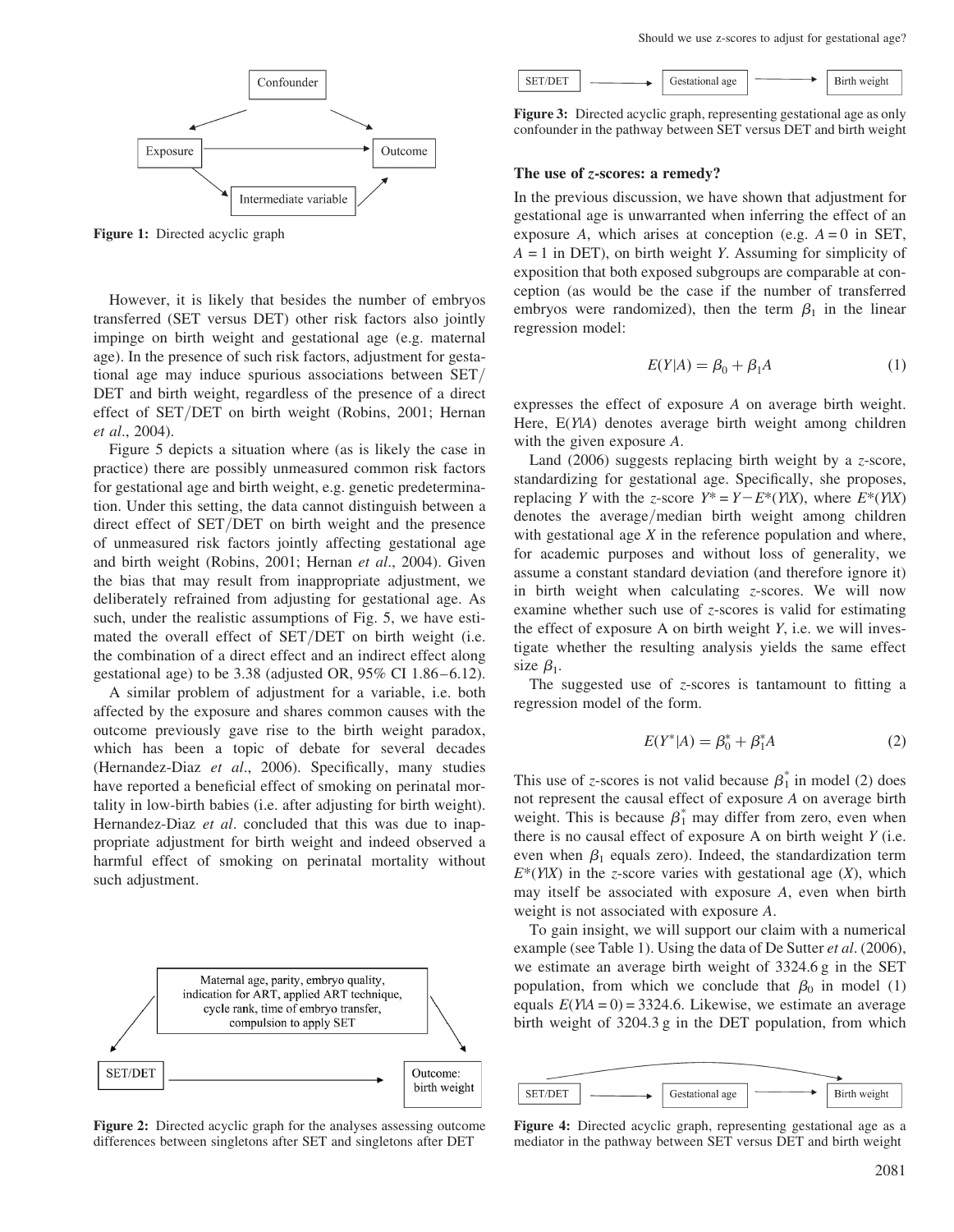Confounder

Exposure

Outcome

Intermediate variable

**Figure 1:** Directed acyclic graph

However, it is likely that besides the number of embryos transferred (SET versus DET) other risk factors also jointly impinge on birth weight and gestational age (e.g. maternal age). In the presence of such risk factors, adjustment for gestational age may induce spurious associations between SET/DET and birth weight, regardless of the presence of a direct effect of SET/DET on birth weight (Robins, 2001; Hernan *et al*., 2004).

Figure 5 depicts a situation where (as is likely the case in practice) there are possibly unmeasured common risk factors for gestational age and birth weight, e.g. genetic predetermination. Under this setting, the data cannot distinguish between a direct effect of SET/DET on birth weight and the presence of unmeasured risk factors jointly affecting gestational age and birth weight (Robins, 2001; Hernan *et al*., 2004). Given the bias that may result from inappropriate adjustment, we deliberately refrained from adjusting for gestational age. As such, under the realistic assumptions of Fig. 5, we have estimated the overall effect of SET/DET on birth weight (i.e. the combination of a direct effect and an indirect effect along gestational age) to be 3.38 (adjusted OR, 95% CI 1.86–6.12).

A similar problem of adjustment for a variable, i.e. both affected by the exposure and shares common causes with the outcome previously gave rise to the birth weight paradox, which has been a topic of debate for several decades (Hernandez-Diaz *et al*., 2006). Specifically, many studies have reported a beneficial effect of smoking on perinatal mortality in low-birth babies (i.e. after adjusting for birth weight). Hernandez-Diaz *et al*. concluded that this was due to inappropriate adjustment for birth weight and indeed observed a harmful effect of smoking on perinatal mortality without such adjustment.

Maternal age, parity, embryo quality, indication for ART, applied ART technique, cycle rank, time of embryo transfer, compulsion to apply SET

SET/DET

Outcome: birth weight

**Figure 2:** Directed acyclic graph for the analyses assessing outcome differences between singletons after SET and singletons after DET

SET/DET

Gestational age

Birth weight

**Figure 3:** Directed acyclic graph, representing gestational age as only confounder in the pathway between SET versus DET and birth weight

### The use of *z*-scores: a remedy?

In the previous discussion, we have shown that adjustment for gestational age is unwarranted when inferring the effect of an exposure $A$, which arises at conception (e.g. $A = 0$ in SET, $A = 1$ in DET), on birth weight $Y$. Assuming for simplicity of exposition that both exposed subgroups are comparable at conception (as would be the case if the number of transferred embryos were randomized), then the term $\beta_1$ in the linear regression model:

$$E(Y|A) = \beta_0 + \beta_1 A \tag{1}$$

expresses the effect of exposure $A$ on average birth weight. Here, $E(Y|A)$ denotes average birth weight among children with the given exposure $A$.

Land (2006) suggests replacing birth weight by a *z*-score, standardizing for gestational age. Specifically, she proposes, replacing $Y$ with the *z*-score $Y^* = Y - E^*(Y|X)$, where $E^*(Y|X)$ denotes the average/median birth weight among children with gestational age $X$ in the reference population and where, for academic purposes and without loss of generality, we assume a constant standard deviation (and therefore ignore it) in birth weight when calculating *z*-scores. We will now examine whether such use of *z*-scores is valid for estimating the effect of exposure A on birth weight $Y$, i.e. we will investigate whether the resulting analysis yields the same effect size $\beta_1$.

The suggested use of *z*-scores is tantamount to fitting a regression model of the form.

$$E(Y^*|A) = \beta_0^* + \beta_1^* A \tag{2}$$

This use of *z*-scores is not valid because $\beta_1^*$ in model (2) does not represent the causal effect of exposure $A$ on average birth weight. This is because $\beta_1^*$ may differ from zero, even when there is no causal effect of exposure A on birth weight $Y$ (i.e. even when $\beta_1$ equals zero). Indeed, the standardization term $E^*(Y|X)$ in the *z*-score varies with gestational age ($X$), which may itself be associated with exposure $A$, even when birth weight is not associated with exposure $A$.

To gain insight, we will support our claim with a numerical example (see Table 1). Using the data of De Sutter *et al*. (2006), we estimate an average birth weight of 3324.6 g in the SET population, from which we conclude that $\beta_0$ in model (1) equals $E(Y|A = 0) = 3324.6$. Likewise, we estimate an average birth weight of 3204.3 g in the DET population, from which

SET/DET

Gestational age

Birth weight

**Figure 4:** Directed acyclic graph, representing gestational age as a mediator in the pathway between SET versus DET and birth weight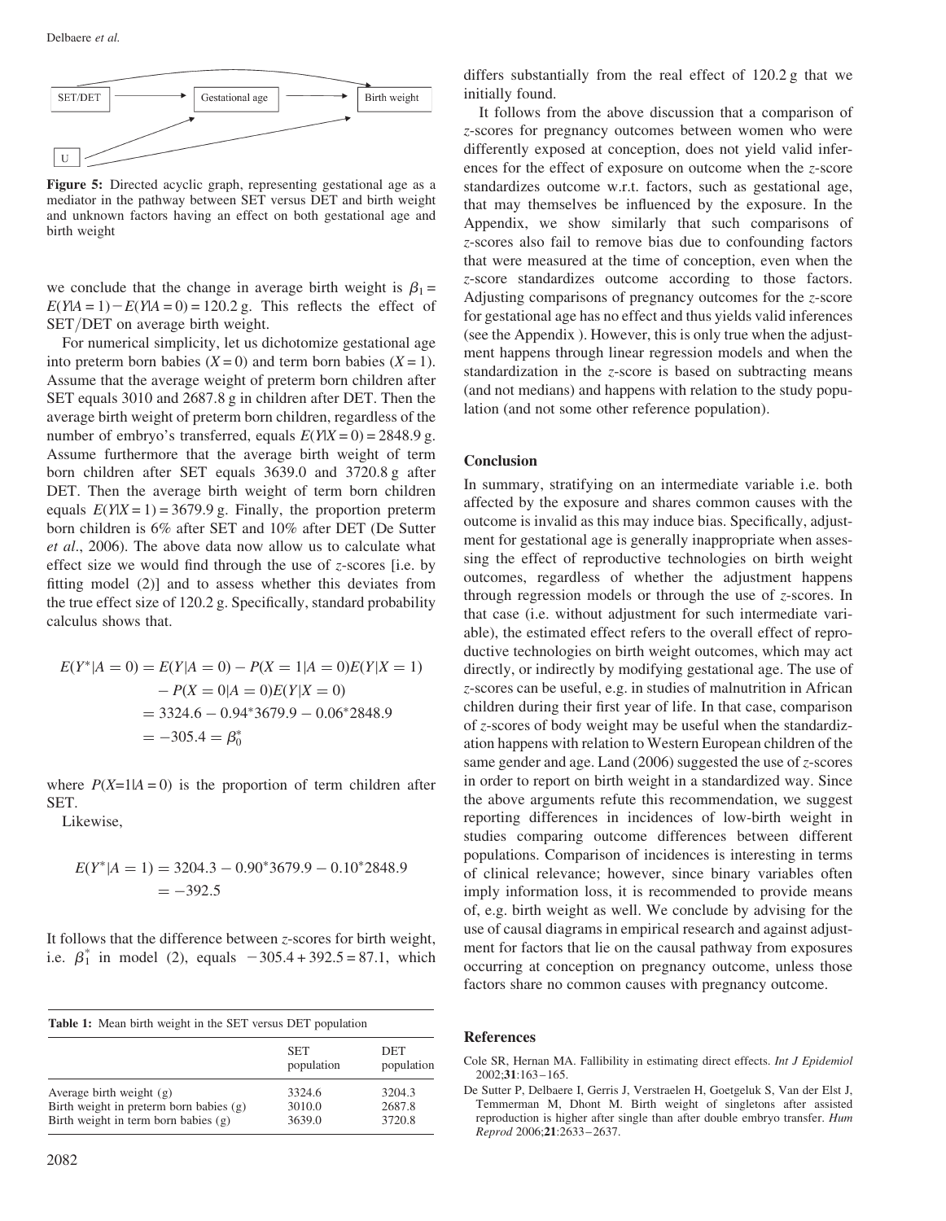SET/DET

Gestational age

Birth weight

U

**Figure 5:** Directed acyclic graph, representing gestational age as a mediator in the pathway between SET versus DET and birth weight and unknown factors having an effect on both gestational age and birth weight

we conclude that the change in average birth weight is $\beta_1 = E(Y|A=1) - E(Y|A=0) = 120.2$ g. This reflects the effect of SET/DET on average birth weight.

For numerical simplicity, let us dichotomize gestational age into preterm born babies ($X = 0$) and term born babies ($X = 1$). Assume that the average weight of preterm born children after SET equals 3010 and 2687.8 g in children after DET. Then the average birth weight of preterm born children, regardless of the number of embryo's transferred, equals $E(Y|X = 0) = 2848.9$ g. Assume furthermore that the average birth weight of term born children after SET equals 3639.0 and 3720.8 g after DET. Then the average birth weight of term born children equals $E(Y|X = 1) = 3679.9$ g. Finally, the proportion preterm born children is 6% after SET and 10% after DET (De Sutter *et al*., 2006). The above data now allow us to calculate what effect size we would find through the use of *z*-scores [i.e. by fitting model (2)] and to assess whether this deviates from the true effect size of 120.2 g. Specifically, standard probability calculus shows that.

$$
\begin{aligned}
E(Y^*|A=0) &= E(Y|A=0) - P(X=1|A=0)E(Y|X=1) \\
&\quad - P(X=0|A=0)E(Y|X=0) \\
&= 3324.6 - 0.94^*3679.9 - 0.06^*2848.9 \\
&= -305.4 = \beta_0^*
\end{aligned}
$$

where $P(X=1|A=0)$ is the proportion of term children after SET.

Likewise,

$$
\begin{aligned}
E(Y^*|A=1) &= 3204.3 - 0.90^*3679.9 - 0.10^*2848.9 \\
&= -392.5
\end{aligned}
$$

It follows that the difference between *z*-scores for birth weight, i.e. $\beta_1^*$ in model (2), equals $-305.4 + 392.5 = 87.1$, which differs substantially from the real effect of 120.2 g that we initially found.

It follows from the above discussion that a comparison of *z*-scores for pregnancy outcomes between women who were differently exposed at conception, does not yield valid inferences for the effect of exposure on outcome when the *z*-score standardizes outcome w.r.t. factors, such as gestational age, that may themselves be influenced by the exposure. In the Appendix, we show similarly that such comparisons of *z*-scores also fail to remove bias due to confounding factors that were measured at the time of conception, even when the *z*-score standardizes outcome according to those factors. Adjusting comparisons of pregnancy outcomes for the *z*-score for gestational age has no effect and thus yields valid inferences (see the Appendix ). However, this is only true when the adjustment happens through linear regression models and when the standardization in the *z*-score is based on subtracting means (and not medians) and happens with relation to the study population (and not some other reference population).

**Table 1:** Mean birth weight in the SET versus DET population

| | SET population | DET population |
|---|---|---|
| Average birth weight (g) | 3324.6 | 3204.3 |
| Birth weight in preterm born babies (g) | 3010.0 | 2687.8 |
| Birth weight in term born babies (g) | 3639.0 | 3720.8 |

## Conclusion

In summary, stratifying on an intermediate variable i.e. both affected by the exposure and shares common causes with the outcome is invalid as this may induce bias. Specifically, adjustment for gestational age is generally inappropriate when assessing the effect of reproductive technologies on birth weight outcomes, regardless of whether the adjustment happens through regression models or through the use of *z*-scores. In that case (i.e. without adjustment for such intermediate variable), the estimated effect refers to the overall effect of reproductive technologies on birth weight outcomes, which may act directly, or indirectly by modifying gestational age. The use of *z*-scores can be useful, e.g. in studies of malnutrition in African children during their first year of life. In that case, comparison of *z*-scores of body weight may be useful when the standardization happens with relation to Western European children of the same gender and age. Land (2006) suggested the use of *z*-scores in order to report on birth weight in a standardized way. Since the above arguments refute this recommendation, we suggest reporting differences in incidences of low-birth weight in studies comparing outcome differences between different populations. Comparison of incidences is interesting in terms of clinical relevance; however, since binary variables often imply information loss, it is recommended to provide means of, e.g. birth weight as well. We conclude by advising for the use of causal diagrams in empirical research and against adjustment for factors that lie on the causal pathway from exposures occurring at conception on pregnancy outcome, unless those factors share no common causes with pregnancy outcome.

## References

Cole SR, Hernan MA. Fallibility in estimating direct effects. *Int J Epidemiol* 2002;**31**:163–165.

De Sutter P, Delbaere I, Gerris J, Verstraelen H, Goetgeluk S, Van der Elst J, Temmerman M, Dhont M. Birth weight of singletons after assisted reproduction is higher after single than after double embryo transfer. *Hum Reprod* 2006;**21**:2633–2637.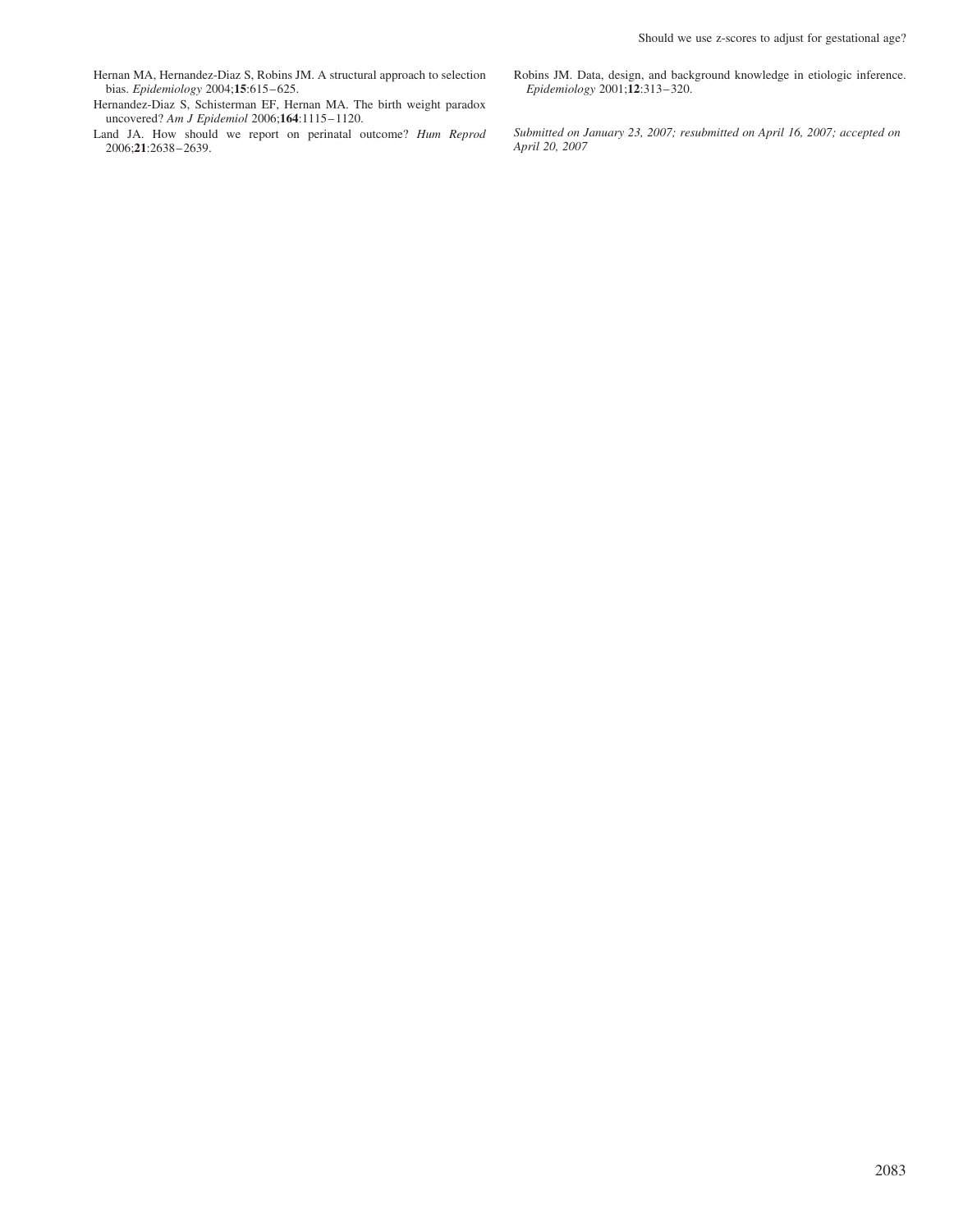Hernan MA, Hernandez-Diaz S, Robins JM. A structural approach to selection bias. *Epidemiology* 2004;**15**:615–625.

Hernandez-Diaz S, Schisterman EF, Hernan MA. The birth weight paradox uncovered? *Am J Epidemiol* 2006;**164**:1115–1120.

Land JA. How should we report on perinatal outcome? *Hum Reprod* 2006;**21**:2638–2639.

Robins JM. Data, design, and background knowledge in etiologic inference. *Epidemiology* 2001;**12**:313–320.

*Submitted on January 23, 2007; resubmitted on April 16, 2007; accepted on April 20, 2007*